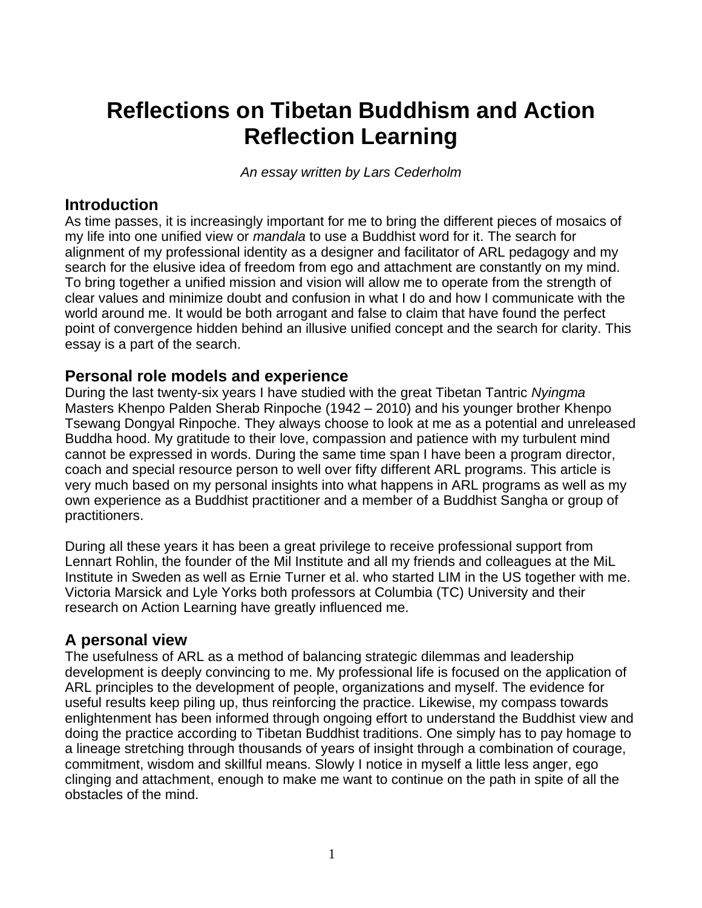# Reflections on Tibetan Buddhism and Action Reflection Learning

*An essay written by Lars Cederholm*

## Introduction

As time passes, it is increasingly important for me to bring the different pieces of mosaics of my life into one unified view or *mandala* to use a Buddhist word for it. The search for alignment of my professional identity as a designer and facilitator of ARL pedagogy and my search for the elusive idea of freedom from ego and attachment are constantly on my mind. To bring together a unified mission and vision will allow me to operate from the strength of clear values and minimize doubt and confusion in what I do and how I communicate with the world around me. It would be both arrogant and false to claim that have found the perfect point of convergence hidden behind an illusive unified concept and the search for clarity. This essay is a part of the search.

## Personal role models and experience

During the last twenty-six years I have studied with the great Tibetan Tantric *Nyingma* Masters Khenpo Palden Sherab Rinpoche (1942 – 2010) and his younger brother Khenpo Tsewang Dongyal Rinpoche. They always choose to look at me as a potential and unreleased Buddha hood. My gratitude to their love, compassion and patience with my turbulent mind cannot be expressed in words. During the same time span I have been a program director, coach and special resource person to well over fifty different ARL programs. This article is very much based on my personal insights into what happens in ARL programs as well as my own experience as a Buddhist practitioner and a member of a Buddhist Sangha or group of practitioners.

During all these years it has been a great privilege to receive professional support from Lennart Rohlin, the founder of the Mil Institute and all my friends and colleagues at the MiL Institute in Sweden as well as Ernie Turner et al. who started LIM in the US together with me. Victoria Marsick and Lyle Yorks both professors at Columbia (TC) University and their research on Action Learning have greatly influenced me.

## A personal view

The usefulness of ARL as a method of balancing strategic dilemmas and leadership development is deeply convincing to me. My professional life is focused on the application of ARL principles to the development of people, organizations and myself. The evidence for useful results keep piling up, thus reinforcing the practice. Likewise, my compass towards enlightenment has been informed through ongoing effort to understand the Buddhist view and doing the practice according to Tibetan Buddhist traditions. One simply has to pay homage to a lineage stretching through thousands of years of insight through a combination of courage, commitment, wisdom and skillful means. Slowly I notice in myself a little less anger, ego clinging and attachment, enough to make me want to continue on the path in spite of all the obstacles of the mind.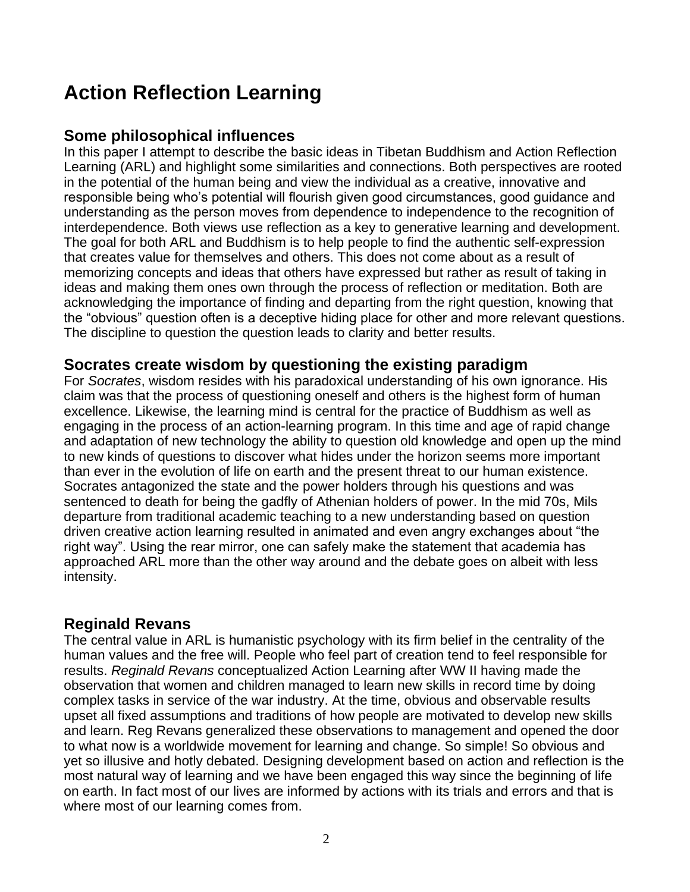# Action Reflection Learning

## Some philosophical influences

In this paper I attempt to describe the basic ideas in Tibetan Buddhism and Action Reflection Learning (ARL) and highlight some similarities and connections. Both perspectives are rooted in the potential of the human being and view the individual as a creative, innovative and responsible being who's potential will flourish given good circumstances, good guidance and understanding as the person moves from dependence to independence to the recognition of interdependence. Both views use reflection as a key to generative learning and development. The goal for both ARL and Buddhism is to help people to find the authentic self-expression that creates value for themselves and others. This does not come about as a result of memorizing concepts and ideas that others have expressed but rather as result of taking in ideas and making them ones own through the process of reflection or meditation. Both are acknowledging the importance of finding and departing from the right question, knowing that the "obvious" question often is a deceptive hiding place for other and more relevant questions. The discipline to question the question leads to clarity and better results.

## Socrates create wisdom by questioning the existing paradigm

For *Socrates*, wisdom resides with his paradoxical understanding of his own ignorance. His claim was that the process of questioning oneself and others is the highest form of human excellence. Likewise, the learning mind is central for the practice of Buddhism as well as engaging in the process of an action-learning program. In this time and age of rapid change and adaptation of new technology the ability to question old knowledge and open up the mind to new kinds of questions to discover what hides under the horizon seems more important than ever in the evolution of life on earth and the present threat to our human existence. Socrates antagonized the state and the power holders through his questions and was sentenced to death for being the gadfly of Athenian holders of power. In the mid 70s, Mils departure from traditional academic teaching to a new understanding based on question driven creative action learning resulted in animated and even angry exchanges about "the right way". Using the rear mirror, one can safely make the statement that academia has approached ARL more than the other way around and the debate goes on albeit with less intensity.

## Reginald Revans

The central value in ARL is humanistic psychology with its firm belief in the centrality of the human values and the free will. People who feel part of creation tend to feel responsible for results. *Reginald Revans* conceptualized Action Learning after WW II having made the observation that women and children managed to learn new skills in record time by doing complex tasks in service of the war industry. At the time, obvious and observable results upset all fixed assumptions and traditions of how people are motivated to develop new skills and learn. Reg Revans generalized these observations to management and opened the door to what now is a worldwide movement for learning and change. So simple! So obvious and yet so illusive and hotly debated. Designing development based on action and reflection is the most natural way of learning and we have been engaged this way since the beginning of life on earth. In fact most of our lives are informed by actions with its trials and errors and that is where most of our learning comes from.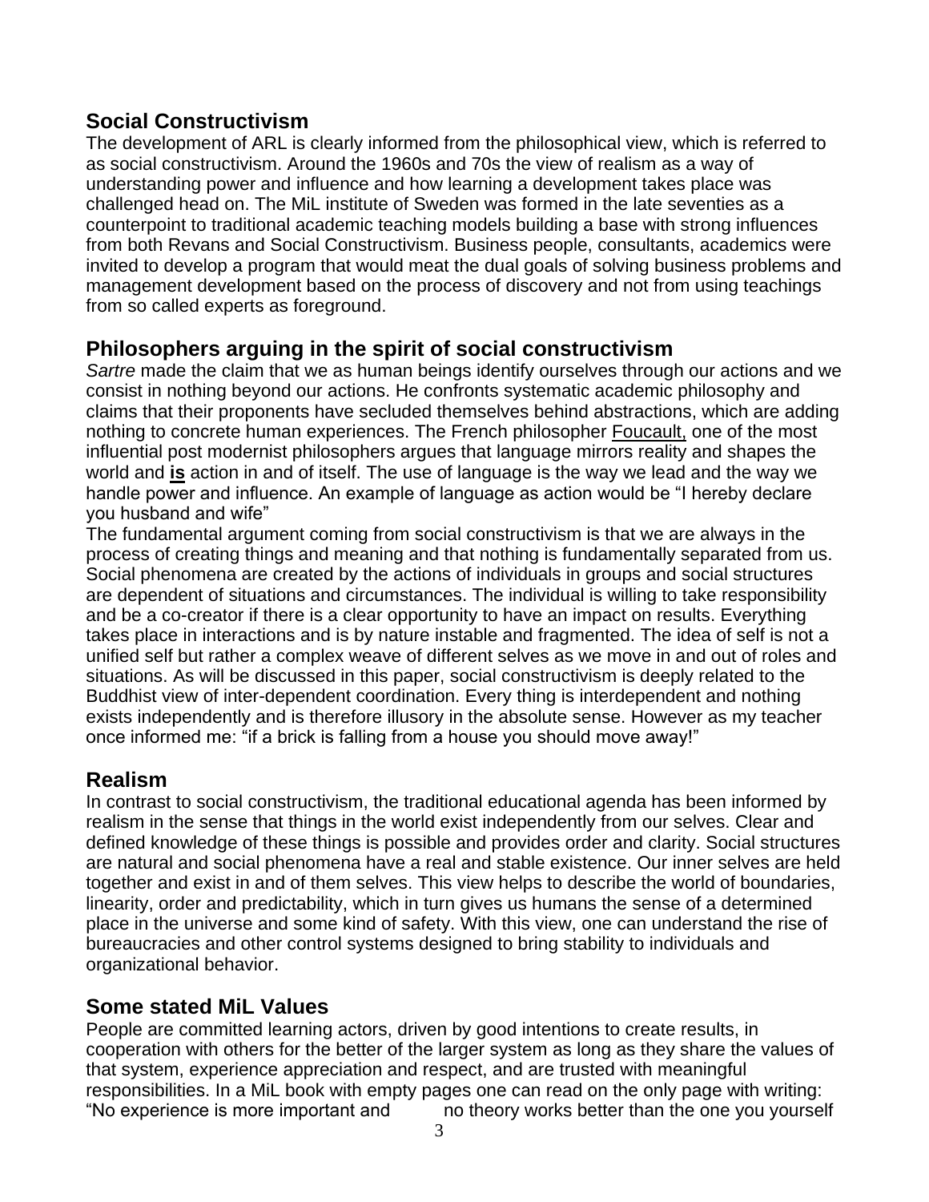## Social Constructivism

The development of ARL is clearly informed from the philosophical view, which is referred to as social constructivism. Around the 1960s and 70s the view of realism as a way of understanding power and influence and how learning a development takes place was challenged head on. The MiL institute of Sweden was formed in the late seventies as a counterpoint to traditional academic teaching models building a base with strong influences from both Revans and Social Constructivism. Business people, consultants, academics were invited to develop a program that would meat the dual goals of solving business problems and management development based on the process of discovery and not from using teachings from so called experts as foreground.

## Philosophers arguing in the spirit of social constructivism

*Sartre* made the claim that we as human beings identify ourselves through our actions and we consist in nothing beyond our actions. He confronts systematic academic philosophy and claims that their proponents have secluded themselves behind abstractions, which are adding nothing to concrete human experiences. The French philosopher Foucault, one of the most influential post modernist philosophers argues that language mirrors reality and shapes the world and **is** action in and of itself. The use of language is the way we lead and the way we handle power and influence. An example of language as action would be "I hereby declare you husband and wife"

The fundamental argument coming from social constructivism is that we are always in the process of creating things and meaning and that nothing is fundamentally separated from us. Social phenomena are created by the actions of individuals in groups and social structures are dependent of situations and circumstances. The individual is willing to take responsibility and be a co-creator if there is a clear opportunity to have an impact on results. Everything takes place in interactions and is by nature instable and fragmented. The idea of self is not a unified self but rather a complex weave of different selves as we move in and out of roles and situations. As will be discussed in this paper, social constructivism is deeply related to the Buddhist view of inter-dependent coordination. Every thing is interdependent and nothing exists independently and is therefore illusory in the absolute sense. However as my teacher once informed me: "if a brick is falling from a house you should move away!"

## Realism

In contrast to social constructivism, the traditional educational agenda has been informed by realism in the sense that things in the world exist independently from our selves. Clear and defined knowledge of these things is possible and provides order and clarity. Social structures are natural and social phenomena have a real and stable existence. Our inner selves are held together and exist in and of them selves. This view helps to describe the world of boundaries, linearity, order and predictability, which in turn gives us humans the sense of a determined place in the universe and some kind of safety. With this view, one can understand the rise of bureaucracies and other control systems designed to bring stability to individuals and organizational behavior.

## Some stated MiL Values

People are committed learning actors, driven by good intentions to create results, in cooperation with others for the better of the larger system as long as they share the values of that system, experience appreciation and respect, and are trusted with meaningful responsibilities. In a MiL book with empty pages one can read on the only page with writing: "No experience is more important and no theory works better than the one you yourself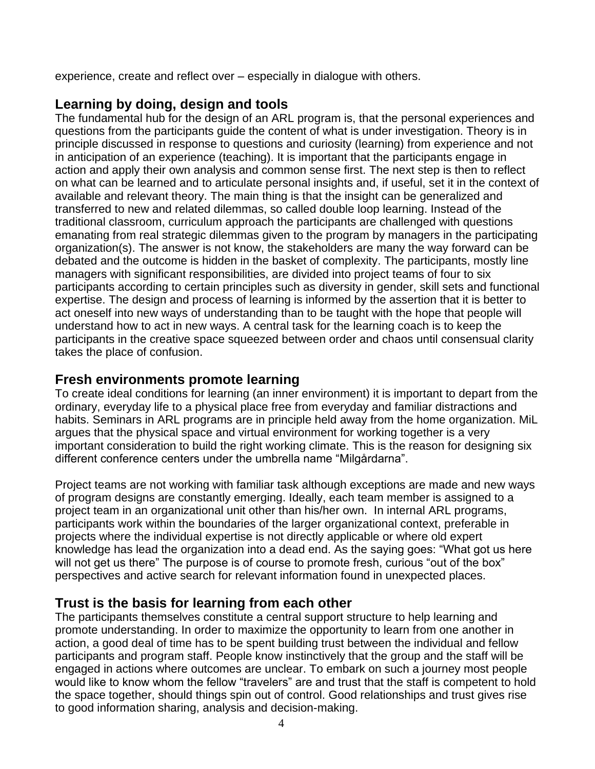experience, create and reflect over – especially in dialogue with others.

## Learning by doing, design and tools

The fundamental hub for the design of an ARL program is, that the personal experiences and questions from the participants guide the content of what is under investigation. Theory is in principle discussed in response to questions and curiosity (learning) from experience and not in anticipation of an experience (teaching). It is important that the participants engage in action and apply their own analysis and common sense first. The next step is then to reflect on what can be learned and to articulate personal insights and, if useful, set it in the context of available and relevant theory. The main thing is that the insight can be generalized and transferred to new and related dilemmas, so called double loop learning. Instead of the traditional classroom, curriculum approach the participants are challenged with questions emanating from real strategic dilemmas given to the program by managers in the participating organization(s). The answer is not know, the stakeholders are many the way forward can be debated and the outcome is hidden in the basket of complexity. The participants, mostly line managers with significant responsibilities, are divided into project teams of four to six participants according to certain principles such as diversity in gender, skill sets and functional expertise. The design and process of learning is informed by the assertion that it is better to act oneself into new ways of understanding than to be taught with the hope that people will understand how to act in new ways. A central task for the learning coach is to keep the participants in the creative space squeezed between order and chaos until consensual clarity takes the place of confusion.

## Fresh environments promote learning

To create ideal conditions for learning (an inner environment) it is important to depart from the ordinary, everyday life to a physical place free from everyday and familiar distractions and habits. Seminars in ARL programs are in principle held away from the home organization. MiL argues that the physical space and virtual environment for working together is a very important consideration to build the right working climate. This is the reason for designing six different conference centers under the umbrella name "Milgårdarna".

Project teams are not working with familiar task although exceptions are made and new ways of program designs are constantly emerging. Ideally, each team member is assigned to a project team in an organizational unit other than his/her own. In internal ARL programs, participants work within the boundaries of the larger organizational context, preferable in projects where the individual expertise is not directly applicable or where old expert knowledge has lead the organization into a dead end. As the saying goes: "What got us here will not get us there" The purpose is of course to promote fresh, curious "out of the box" perspectives and active search for relevant information found in unexpected places.

## Trust is the basis for learning from each other

The participants themselves constitute a central support structure to help learning and promote understanding. In order to maximize the opportunity to learn from one another in action, a good deal of time has to be spent building trust between the individual and fellow participants and program staff. People know instinctively that the group and the staff will be engaged in actions where outcomes are unclear. To embark on such a journey most people would like to know whom the fellow "travelers" are and trust that the staff is competent to hold the space together, should things spin out of control. Good relationships and trust gives rise to good information sharing, analysis and decision-making.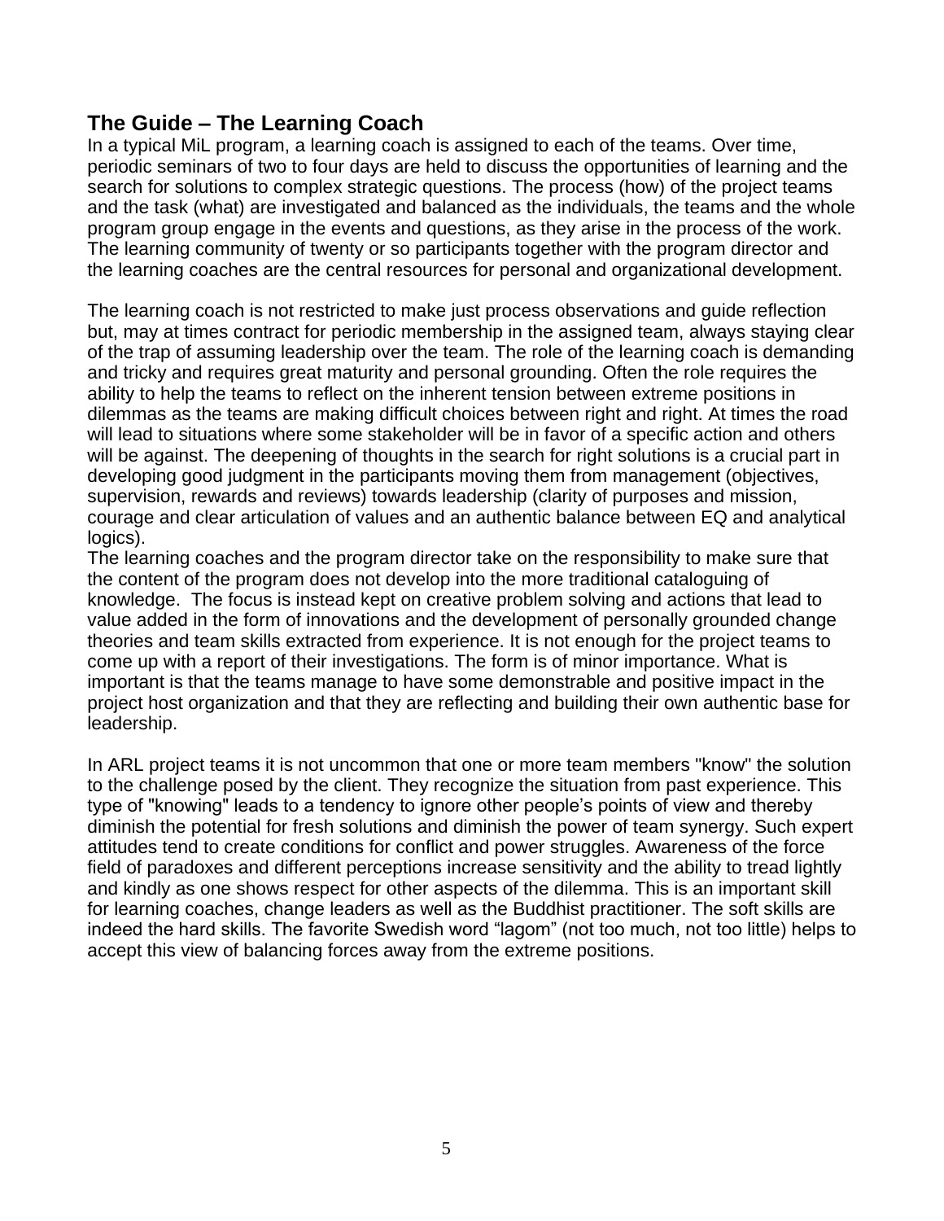## The Guide – The Learning Coach

In a typical MiL program, a learning coach is assigned to each of the teams. Over time, periodic seminars of two to four days are held to discuss the opportunities of learning and the search for solutions to complex strategic questions. The process (how) of the project teams and the task (what) are investigated and balanced as the individuals, the teams and the whole program group engage in the events and questions, as they arise in the process of the work. The learning community of twenty or so participants together with the program director and the learning coaches are the central resources for personal and organizational development.

The learning coach is not restricted to make just process observations and guide reflection but, may at times contract for periodic membership in the assigned team, always staying clear of the trap of assuming leadership over the team. The role of the learning coach is demanding and tricky and requires great maturity and personal grounding. Often the role requires the ability to help the teams to reflect on the inherent tension between extreme positions in dilemmas as the teams are making difficult choices between right and right. At times the road will lead to situations where some stakeholder will be in favor of a specific action and others will be against. The deepening of thoughts in the search for right solutions is a crucial part in developing good judgment in the participants moving them from management (objectives, supervision, rewards and reviews) towards leadership (clarity of purposes and mission, courage and clear articulation of values and an authentic balance between EQ and analytical logics).

The learning coaches and the program director take on the responsibility to make sure that the content of the program does not develop into the more traditional cataloguing of knowledge. The focus is instead kept on creative problem solving and actions that lead to value added in the form of innovations and the development of personally grounded change theories and team skills extracted from experience. It is not enough for the project teams to come up with a report of their investigations. The form is of minor importance. What is important is that the teams manage to have some demonstrable and positive impact in the project host organization and that they are reflecting and building their own authentic base for leadership.

In ARL project teams it is not uncommon that one or more team members "know" the solution to the challenge posed by the client. They recognize the situation from past experience. This type of "knowing" leads to a tendency to ignore other people's points of view and thereby diminish the potential for fresh solutions and diminish the power of team synergy. Such expert attitudes tend to create conditions for conflict and power struggles. Awareness of the force field of paradoxes and different perceptions increase sensitivity and the ability to tread lightly and kindly as one shows respect for other aspects of the dilemma. This is an important skill for learning coaches, change leaders as well as the Buddhist practitioner. The soft skills are indeed the hard skills. The favorite Swedish word "lagom" (not too much, not too little) helps to accept this view of balancing forces away from the extreme positions.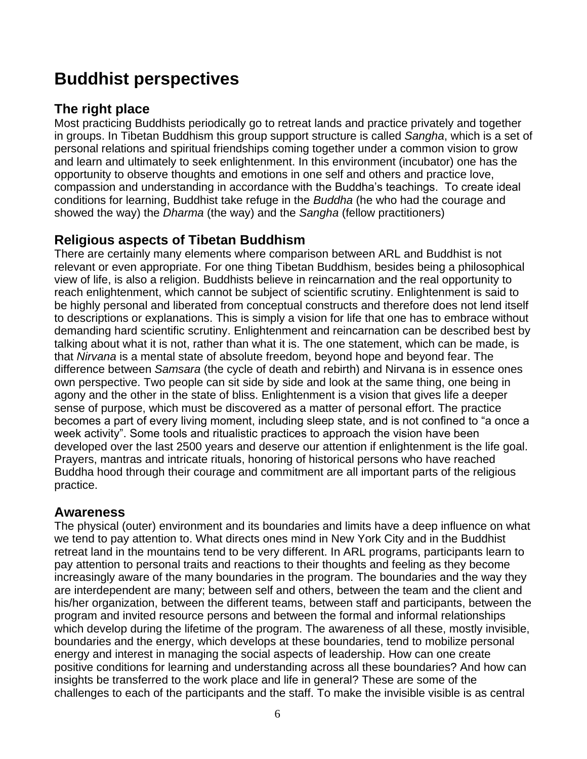# Buddhist perspectives

## The right place

Most practicing Buddhists periodically go to retreat lands and practice privately and together in groups. In Tibetan Buddhism this group support structure is called *Sangha*, which is a set of personal relations and spiritual friendships coming together under a common vision to grow and learn and ultimately to seek enlightenment. In this environment (incubator) one has the opportunity to observe thoughts and emotions in one self and others and practice love, compassion and understanding in accordance with the Buddha's teachings. To create ideal conditions for learning, Buddhist take refuge in the *Buddha* (he who had the courage and showed the way) the *Dharma* (the way) and the *Sangha* (fellow practitioners)

## Religious aspects of Tibetan Buddhism

There are certainly many elements where comparison between ARL and Buddhist is not relevant or even appropriate. For one thing Tibetan Buddhism, besides being a philosophical view of life, is also a religion. Buddhists believe in reincarnation and the real opportunity to reach enlightenment, which cannot be subject of scientific scrutiny. Enlightenment is said to be highly personal and liberated from conceptual constructs and therefore does not lend itself to descriptions or explanations. This is simply a vision for life that one has to embrace without demanding hard scientific scrutiny. Enlightenment and reincarnation can be described best by talking about what it is not, rather than what it is. The one statement, which can be made, is that *Nirvana* is a mental state of absolute freedom, beyond hope and beyond fear. The difference between *Samsara* (the cycle of death and rebirth) and Nirvana is in essence ones own perspective. Two people can sit side by side and look at the same thing, one being in agony and the other in the state of bliss. Enlightenment is a vision that gives life a deeper sense of purpose, which must be discovered as a matter of personal effort. The practice becomes a part of every living moment, including sleep state, and is not confined to "a once a week activity". Some tools and ritualistic practices to approach the vision have been developed over the last 2500 years and deserve our attention if enlightenment is the life goal. Prayers, mantras and intricate rituals, honoring of historical persons who have reached Buddha hood through their courage and commitment are all important parts of the religious practice.

## Awareness

The physical (outer) environment and its boundaries and limits have a deep influence on what we tend to pay attention to. What directs ones mind in New York City and in the Buddhist retreat land in the mountains tend to be very different. In ARL programs, participants learn to pay attention to personal traits and reactions to their thoughts and feeling as they become increasingly aware of the many boundaries in the program. The boundaries and the way they are interdependent are many; between self and others, between the team and the client and his/her organization, between the different teams, between staff and participants, between the program and invited resource persons and between the formal and informal relationships which develop during the lifetime of the program. The awareness of all these, mostly invisible, boundaries and the energy, which develops at these boundaries, tend to mobilize personal energy and interest in managing the social aspects of leadership. How can one create positive conditions for learning and understanding across all these boundaries? And how can insights be transferred to the work place and life in general? These are some of the challenges to each of the participants and the staff. To make the invisible visible is as central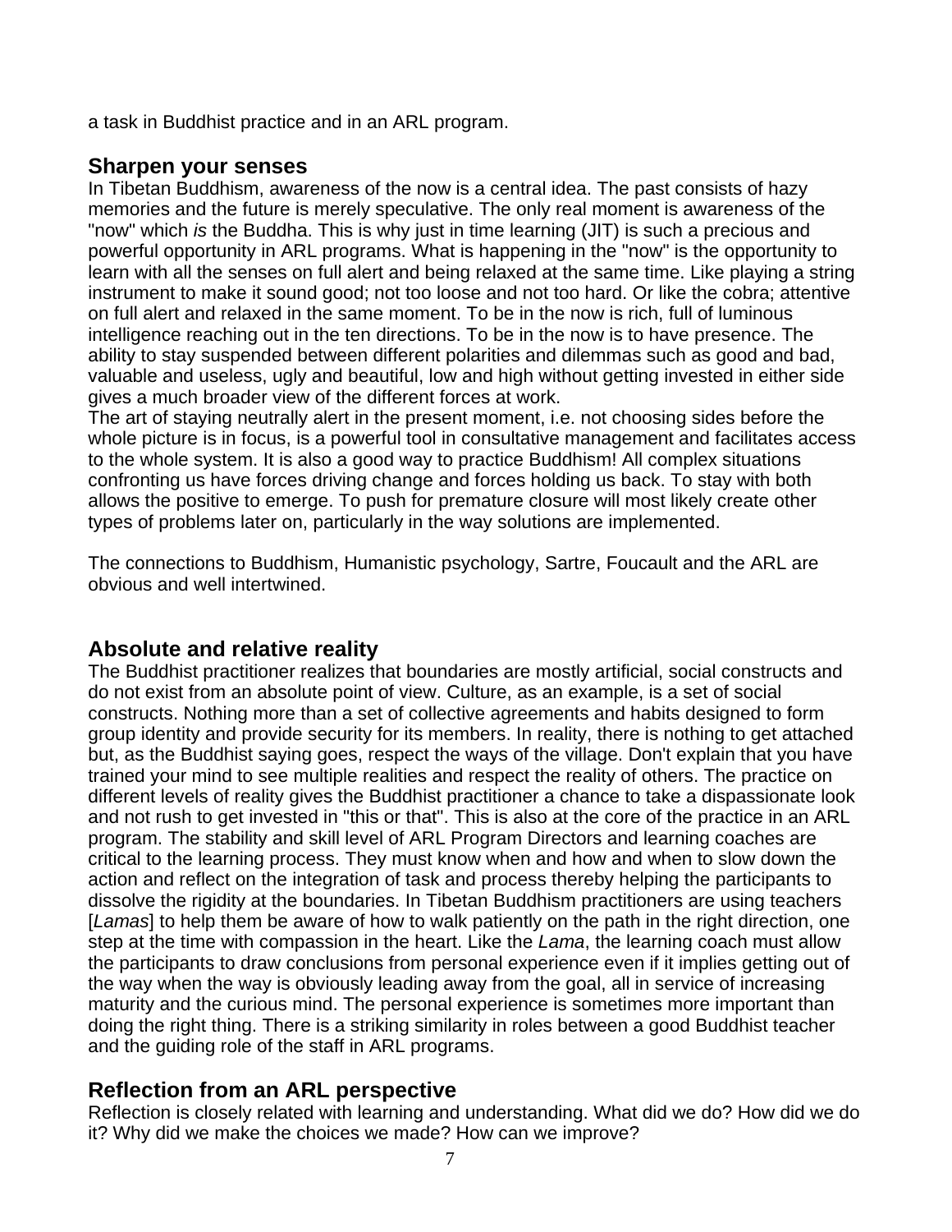a task in Buddhist practice and in an ARL program.

## Sharpen your senses

In Tibetan Buddhism, awareness of the now is a central idea. The past consists of hazy memories and the future is merely speculative. The only real moment is awareness of the "now" which *is* the Buddha. This is why just in time learning (JIT) is such a precious and powerful opportunity in ARL programs. What is happening in the "now" is the opportunity to learn with all the senses on full alert and being relaxed at the same time. Like playing a string instrument to make it sound good; not too loose and not too hard. Or like the cobra; attentive on full alert and relaxed in the same moment. To be in the now is rich, full of luminous intelligence reaching out in the ten directions. To be in the now is to have presence. The ability to stay suspended between different polarities and dilemmas such as good and bad, valuable and useless, ugly and beautiful, low and high without getting invested in either side gives a much broader view of the different forces at work.

The art of staying neutrally alert in the present moment, i.e. not choosing sides before the whole picture is in focus, is a powerful tool in consultative management and facilitates access to the whole system. It is also a good way to practice Buddhism! All complex situations confronting us have forces driving change and forces holding us back. To stay with both allows the positive to emerge. To push for premature closure will most likely create other types of problems later on, particularly in the way solutions are implemented.

The connections to Buddhism, Humanistic psychology, Sartre, Foucault and the ARL are obvious and well intertwined.

## Absolute and relative reality

The Buddhist practitioner realizes that boundaries are mostly artificial, social constructs and do not exist from an absolute point of view. Culture, as an example, is a set of social constructs. Nothing more than a set of collective agreements and habits designed to form group identity and provide security for its members. In reality, there is nothing to get attached but, as the Buddhist saying goes, respect the ways of the village. Don't explain that you have trained your mind to see multiple realities and respect the reality of others. The practice on different levels of reality gives the Buddhist practitioner a chance to take a dispassionate look and not rush to get invested in "this or that". This is also at the core of the practice in an ARL program. The stability and skill level of ARL Program Directors and learning coaches are critical to the learning process. They must know when and how and when to slow down the action and reflect on the integration of task and process thereby helping the participants to dissolve the rigidity at the boundaries. In Tibetan Buddhism practitioners are using teachers [*Lamas*] to help them be aware of how to walk patiently on the path in the right direction, one step at the time with compassion in the heart. Like the *Lama*, the learning coach must allow the participants to draw conclusions from personal experience even if it implies getting out of the way when the way is obviously leading away from the goal, all in service of increasing maturity and the curious mind. The personal experience is sometimes more important than doing the right thing. There is a striking similarity in roles between a good Buddhist teacher and the guiding role of the staff in ARL programs.

## Reflection from an ARL perspective

Reflection is closely related with learning and understanding. What did we do? How did we do it? Why did we make the choices we made? How can we improve?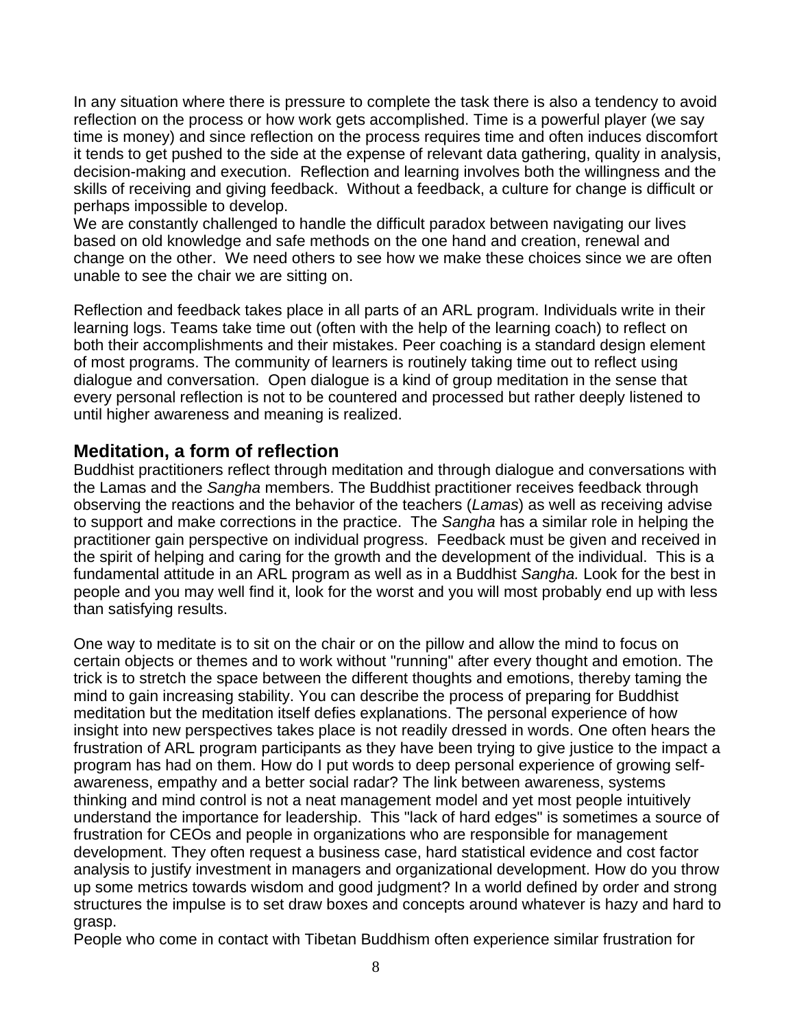In any situation where there is pressure to complete the task there is also a tendency to avoid reflection on the process or how work gets accomplished. Time is a powerful player (we say time is money) and since reflection on the process requires time and often induces discomfort it tends to get pushed to the side at the expense of relevant data gathering, quality in analysis, decision-making and execution. Reflection and learning involves both the willingness and the skills of receiving and giving feedback. Without a feedback, a culture for change is difficult or perhaps impossible to develop.
We are constantly challenged to handle the difficult paradox between navigating our lives based on old knowledge and safe methods on the one hand and creation, renewal and change on the other. We need others to see how we make these choices since we are often unable to see the chair we are sitting on.

Reflection and feedback takes place in all parts of an ARL program. Individuals write in their learning logs. Teams take time out (often with the help of the learning coach) to reflect on both their accomplishments and their mistakes. Peer coaching is a standard design element of most programs. The community of learners is routinely taking time out to reflect using dialogue and conversation. Open dialogue is a kind of group meditation in the sense that every personal reflection is not to be countered and processed but rather deeply listened to until higher awareness and meaning is realized.

## Meditation, a form of reflection

Buddhist practitioners reflect through meditation and through dialogue and conversations with the Lamas and the *Sangha* members. The Buddhist practitioner receives feedback through observing the reactions and the behavior of the teachers (*Lamas*) as well as receiving advise to support and make corrections in the practice. The *Sangha* has a similar role in helping the practitioner gain perspective on individual progress. Feedback must be given and received in the spirit of helping and caring for the growth and the development of the individual. This is a fundamental attitude in an ARL program as well as in a Buddhist *Sangha.* Look for the best in people and you may well find it, look for the worst and you will most probably end up with less than satisfying results.

One way to meditate is to sit on the chair or on the pillow and allow the mind to focus on certain objects or themes and to work without "running" after every thought and emotion. The trick is to stretch the space between the different thoughts and emotions, thereby taming the mind to gain increasing stability. You can describe the process of preparing for Buddhist meditation but the meditation itself defies explanations. The personal experience of how insight into new perspectives takes place is not readily dressed in words. One often hears the frustration of ARL program participants as they have been trying to give justice to the impact a program has had on them. How do I put words to deep personal experience of growing self-awareness, empathy and a better social radar? The link between awareness, systems thinking and mind control is not a neat management model and yet most people intuitively understand the importance for leadership. This "lack of hard edges" is sometimes a source of frustration for CEOs and people in organizations who are responsible for management development. They often request a business case, hard statistical evidence and cost factor analysis to justify investment in managers and organizational development. How do you throw up some metrics towards wisdom and good judgment? In a world defined by order and strong structures the impulse is to set draw boxes and concepts around whatever is hazy and hard to grasp.
People who come in contact with Tibetan Buddhism often experience similar frustration for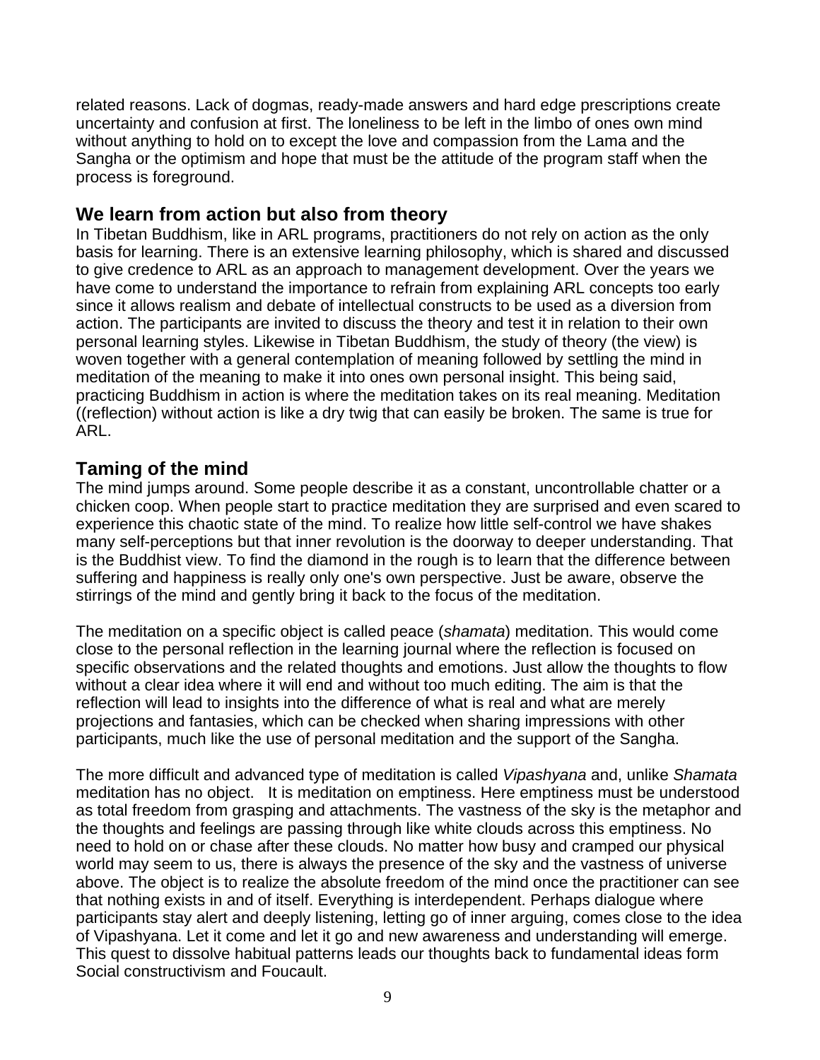related reasons. Lack of dogmas, ready-made answers and hard edge prescriptions create uncertainty and confusion at first. The loneliness to be left in the limbo of ones own mind without anything to hold on to except the love and compassion from the Lama and the Sangha or the optimism and hope that must be the attitude of the program staff when the process is foreground.

## We learn from action but also from theory

In Tibetan Buddhism, like in ARL programs, practitioners do not rely on action as the only basis for learning. There is an extensive learning philosophy, which is shared and discussed to give credence to ARL as an approach to management development. Over the years we have come to understand the importance to refrain from explaining ARL concepts too early since it allows realism and debate of intellectual constructs to be used as a diversion from action. The participants are invited to discuss the theory and test it in relation to their own personal learning styles. Likewise in Tibetan Buddhism, the study of theory (the view) is woven together with a general contemplation of meaning followed by settling the mind in meditation of the meaning to make it into ones own personal insight. This being said, practicing Buddhism in action is where the meditation takes on its real meaning. Meditation ((reflection) without action is like a dry twig that can easily be broken. The same is true for ARL.

## Taming of the mind

The mind jumps around. Some people describe it as a constant, uncontrollable chatter or a chicken coop. When people start to practice meditation they are surprised and even scared to experience this chaotic state of the mind. To realize how little self-control we have shakes many self-perceptions but that inner revolution is the doorway to deeper understanding. That is the Buddhist view. To find the diamond in the rough is to learn that the difference between suffering and happiness is really only one's own perspective. Just be aware, observe the stirrings of the mind and gently bring it back to the focus of the meditation.

The meditation on a specific object is called peace (*shamata*) meditation. This would come close to the personal reflection in the learning journal where the reflection is focused on specific observations and the related thoughts and emotions. Just allow the thoughts to flow without a clear idea where it will end and without too much editing. The aim is that the reflection will lead to insights into the difference of what is real and what are merely projections and fantasies, which can be checked when sharing impressions with other participants, much like the use of personal meditation and the support of the Sangha.

The more difficult and advanced type of meditation is called *Vipashyana* and, unlike *Shamata* meditation has no object. It is meditation on emptiness. Here emptiness must be understood as total freedom from grasping and attachments. The vastness of the sky is the metaphor and the thoughts and feelings are passing through like white clouds across this emptiness. No need to hold on or chase after these clouds. No matter how busy and cramped our physical world may seem to us, there is always the presence of the sky and the vastness of universe above. The object is to realize the absolute freedom of the mind once the practitioner can see that nothing exists in and of itself. Everything is interdependent. Perhaps dialogue where participants stay alert and deeply listening, letting go of inner arguing, comes close to the idea of Vipashyana. Let it come and let it go and new awareness and understanding will emerge. This quest to dissolve habitual patterns leads our thoughts back to fundamental ideas form Social constructivism and Foucault.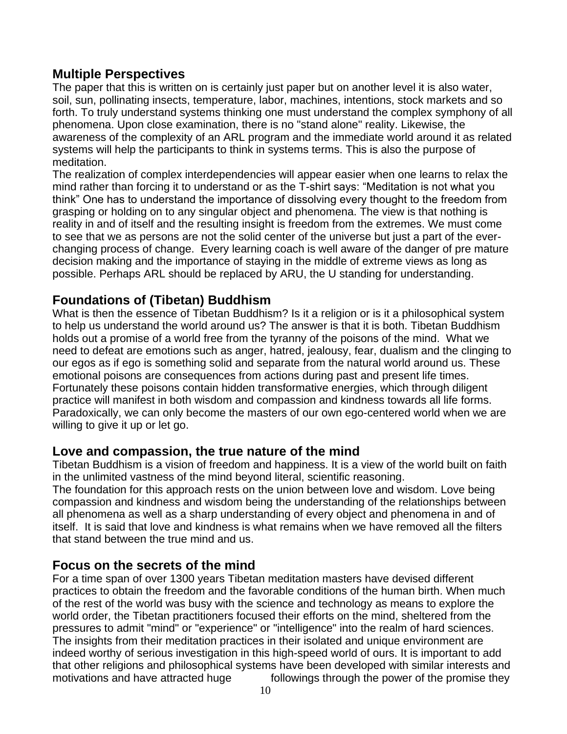## Multiple Perspectives

The paper that this is written on is certainly just paper but on another level it is also water, soil, sun, pollinating insects, temperature, labor, machines, intentions, stock markets and so forth. To truly understand systems thinking one must understand the complex symphony of all phenomena. Upon close examination, there is no "stand alone" reality. Likewise, the awareness of the complexity of an ARL program and the immediate world around it as related systems will help the participants to think in systems terms. This is also the purpose of meditation.

The realization of complex interdependencies will appear easier when one learns to relax the mind rather than forcing it to understand or as the T-shirt says: "Meditation is not what you think" One has to understand the importance of dissolving every thought to the freedom from grasping or holding on to any singular object and phenomena. The view is that nothing is reality in and of itself and the resulting insight is freedom from the extremes. We must come to see that we as persons are not the solid center of the universe but just a part of the ever-changing process of change. Every learning coach is well aware of the danger of pre mature decision making and the importance of staying in the middle of extreme views as long as possible. Perhaps ARL should be replaced by ARU, the U standing for understanding.

## Foundations of (Tibetan) Buddhism

What is then the essence of Tibetan Buddhism? Is it a religion or is it a philosophical system to help us understand the world around us? The answer is that it is both. Tibetan Buddhism holds out a promise of a world free from the tyranny of the poisons of the mind. What we need to defeat are emotions such as anger, hatred, jealousy, fear, dualism and the clinging to our egos as if ego is something solid and separate from the natural world around us. These emotional poisons are consequences from actions during past and present life times. Fortunately these poisons contain hidden transformative energies, which through diligent practice will manifest in both wisdom and compassion and kindness towards all life forms. Paradoxically, we can only become the masters of our own ego-centered world when we are willing to give it up or let go.

## Love and compassion, the true nature of the mind

Tibetan Buddhism is a vision of freedom and happiness. It is a view of the world built on faith in the unlimited vastness of the mind beyond literal, scientific reasoning.

The foundation for this approach rests on the union between love and wisdom. Love being compassion and kindness and wisdom being the understanding of the relationships between all phenomena as well as a sharp understanding of every object and phenomena in and of itself. It is said that love and kindness is what remains when we have removed all the filters that stand between the true mind and us.

## Focus on the secrets of the mind

For a time span of over 1300 years Tibetan meditation masters have devised different practices to obtain the freedom and the favorable conditions of the human birth. When much of the rest of the world was busy with the science and technology as means to explore the world order, the Tibetan practitioners focused their efforts on the mind, sheltered from the pressures to admit "mind" or "experience" or "intelligence" into the realm of hard sciences. The insights from their meditation practices in their isolated and unique environment are indeed worthy of serious investigation in this high-speed world of ours. It is important to add that other religions and philosophical systems have been developed with similar interests and motivations and have attracted huge followings through the power of the promise they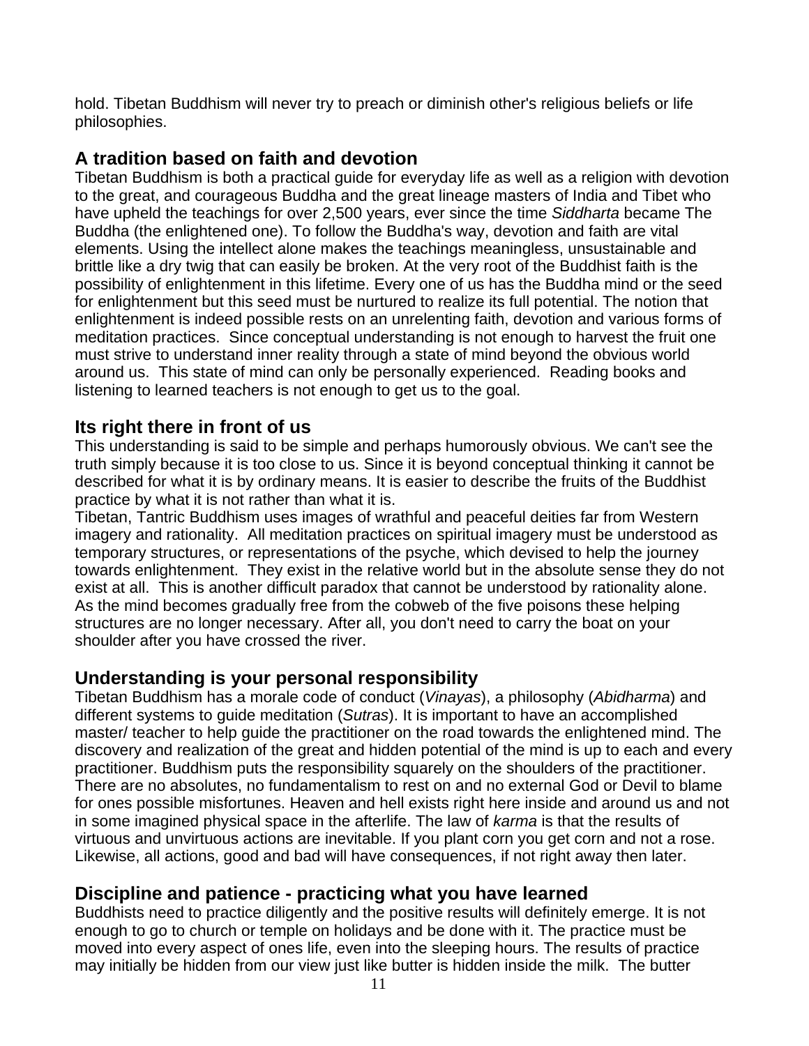hold. Tibetan Buddhism will never try to preach or diminish other's religious beliefs or life philosophies.

## A tradition based on faith and devotion

Tibetan Buddhism is both a practical guide for everyday life as well as a religion with devotion to the great, and courageous Buddha and the great lineage masters of India and Tibet who have upheld the teachings for over 2,500 years, ever since the time *Siddharta* became The Buddha (the enlightened one). To follow the Buddha's way, devotion and faith are vital elements. Using the intellect alone makes the teachings meaningless, unsustainable and brittle like a dry twig that can easily be broken. At the very root of the Buddhist faith is the possibility of enlightenment in this lifetime. Every one of us has the Buddha mind or the seed for enlightenment but this seed must be nurtured to realize its full potential. The notion that enlightenment is indeed possible rests on an unrelenting faith, devotion and various forms of meditation practices. Since conceptual understanding is not enough to harvest the fruit one must strive to understand inner reality through a state of mind beyond the obvious world around us. This state of mind can only be personally experienced. Reading books and listening to learned teachers is not enough to get us to the goal.

## Its right there in front of us

This understanding is said to be simple and perhaps humorously obvious. We can't see the truth simply because it is too close to us. Since it is beyond conceptual thinking it cannot be described for what it is by ordinary means. It is easier to describe the fruits of the Buddhist practice by what it is not rather than what it is.

Tibetan, Tantric Buddhism uses images of wrathful and peaceful deities far from Western imagery and rationality. All meditation practices on spiritual imagery must be understood as temporary structures, or representations of the psyche, which devised to help the journey towards enlightenment. They exist in the relative world but in the absolute sense they do not exist at all. This is another difficult paradox that cannot be understood by rationality alone. As the mind becomes gradually free from the cobweb of the five poisons these helping structures are no longer necessary. After all, you don't need to carry the boat on your shoulder after you have crossed the river.

## Understanding is your personal responsibility

Tibetan Buddhism has a morale code of conduct (*Vinayas*), a philosophy (*Abidharma*) and different systems to guide meditation (*Sutras*). It is important to have an accomplished master/ teacher to help guide the practitioner on the road towards the enlightened mind. The discovery and realization of the great and hidden potential of the mind is up to each and every practitioner. Buddhism puts the responsibility squarely on the shoulders of the practitioner. There are no absolutes, no fundamentalism to rest on and no external God or Devil to blame for ones possible misfortunes. Heaven and hell exists right here inside and around us and not in some imagined physical space in the afterlife. The law of *karma* is that the results of virtuous and unvirtuous actions are inevitable. If you plant corn you get corn and not a rose. Likewise, all actions, good and bad will have consequences, if not right away then later.

## Discipline and patience - practicing what you have learned

Buddhists need to practice diligently and the positive results will definitely emerge. It is not enough to go to church or temple on holidays and be done with it. The practice must be moved into every aspect of ones life, even into the sleeping hours. The results of practice may initially be hidden from our view just like butter is hidden inside the milk. The butter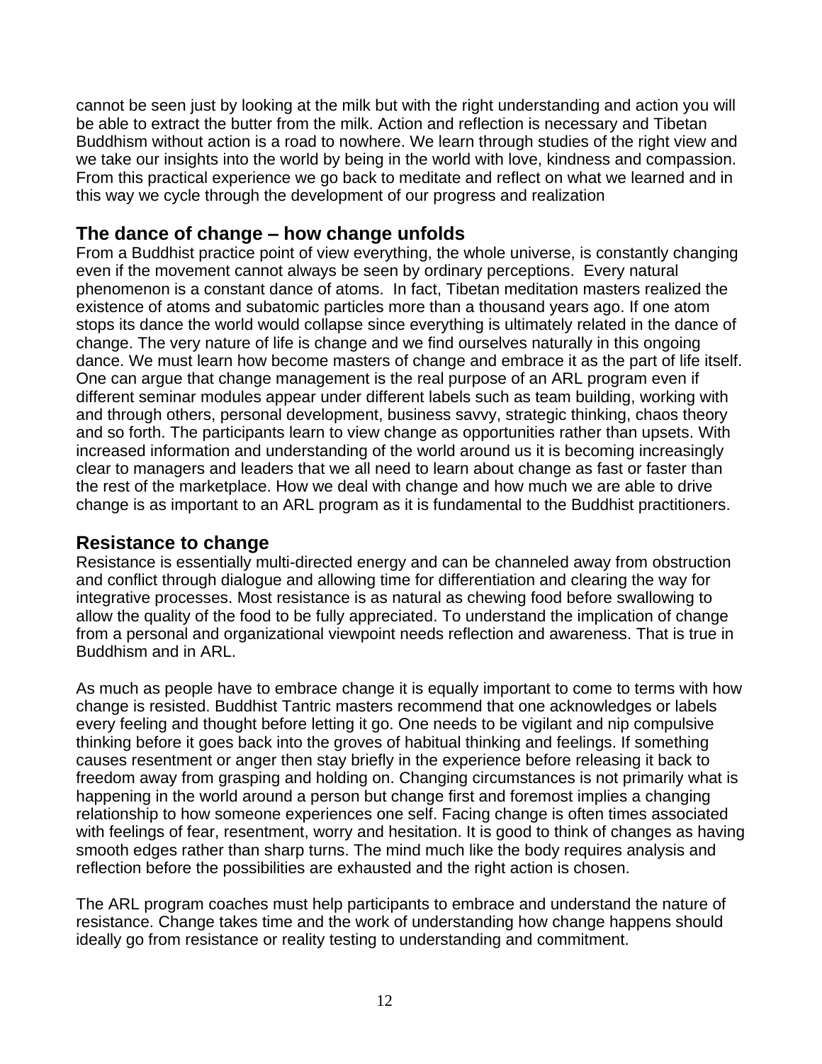cannot be seen just by looking at the milk but with the right understanding and action you will be able to extract the butter from the milk. Action and reflection is necessary and Tibetan Buddhism without action is a road to nowhere. We learn through studies of the right view and we take our insights into the world by being in the world with love, kindness and compassion. From this practical experience we go back to meditate and reflect on what we learned and in this way we cycle through the development of our progress and realization

## The dance of change – how change unfolds

From a Buddhist practice point of view everything, the whole universe, is constantly changing even if the movement cannot always be seen by ordinary perceptions. Every natural phenomenon is a constant dance of atoms. In fact, Tibetan meditation masters realized the existence of atoms and subatomic particles more than a thousand years ago. If one atom stops its dance the world would collapse since everything is ultimately related in the dance of change. The very nature of life is change and we find ourselves naturally in this ongoing dance. We must learn how become masters of change and embrace it as the part of life itself. One can argue that change management is the real purpose of an ARL program even if different seminar modules appear under different labels such as team building, working with and through others, personal development, business savvy, strategic thinking, chaos theory and so forth. The participants learn to view change as opportunities rather than upsets. With increased information and understanding of the world around us it is becoming increasingly clear to managers and leaders that we all need to learn about change as fast or faster than the rest of the marketplace. How we deal with change and how much we are able to drive change is as important to an ARL program as it is fundamental to the Buddhist practitioners.

## Resistance to change

Resistance is essentially multi-directed energy and can be channeled away from obstruction and conflict through dialogue and allowing time for differentiation and clearing the way for integrative processes. Most resistance is as natural as chewing food before swallowing to allow the quality of the food to be fully appreciated. To understand the implication of change from a personal and organizational viewpoint needs reflection and awareness. That is true in Buddhism and in ARL.

As much as people have to embrace change it is equally important to come to terms with how change is resisted. Buddhist Tantric masters recommend that one acknowledges or labels every feeling and thought before letting it go. One needs to be vigilant and nip compulsive thinking before it goes back into the groves of habitual thinking and feelings. If something causes resentment or anger then stay briefly in the experience before releasing it back to freedom away from grasping and holding on. Changing circumstances is not primarily what is happening in the world around a person but change first and foremost implies a changing relationship to how someone experiences one self. Facing change is often times associated with feelings of fear, resentment, worry and hesitation. It is good to think of changes as having smooth edges rather than sharp turns. The mind much like the body requires analysis and reflection before the possibilities are exhausted and the right action is chosen.

The ARL program coaches must help participants to embrace and understand the nature of resistance. Change takes time and the work of understanding how change happens should ideally go from resistance or reality testing to understanding and commitment.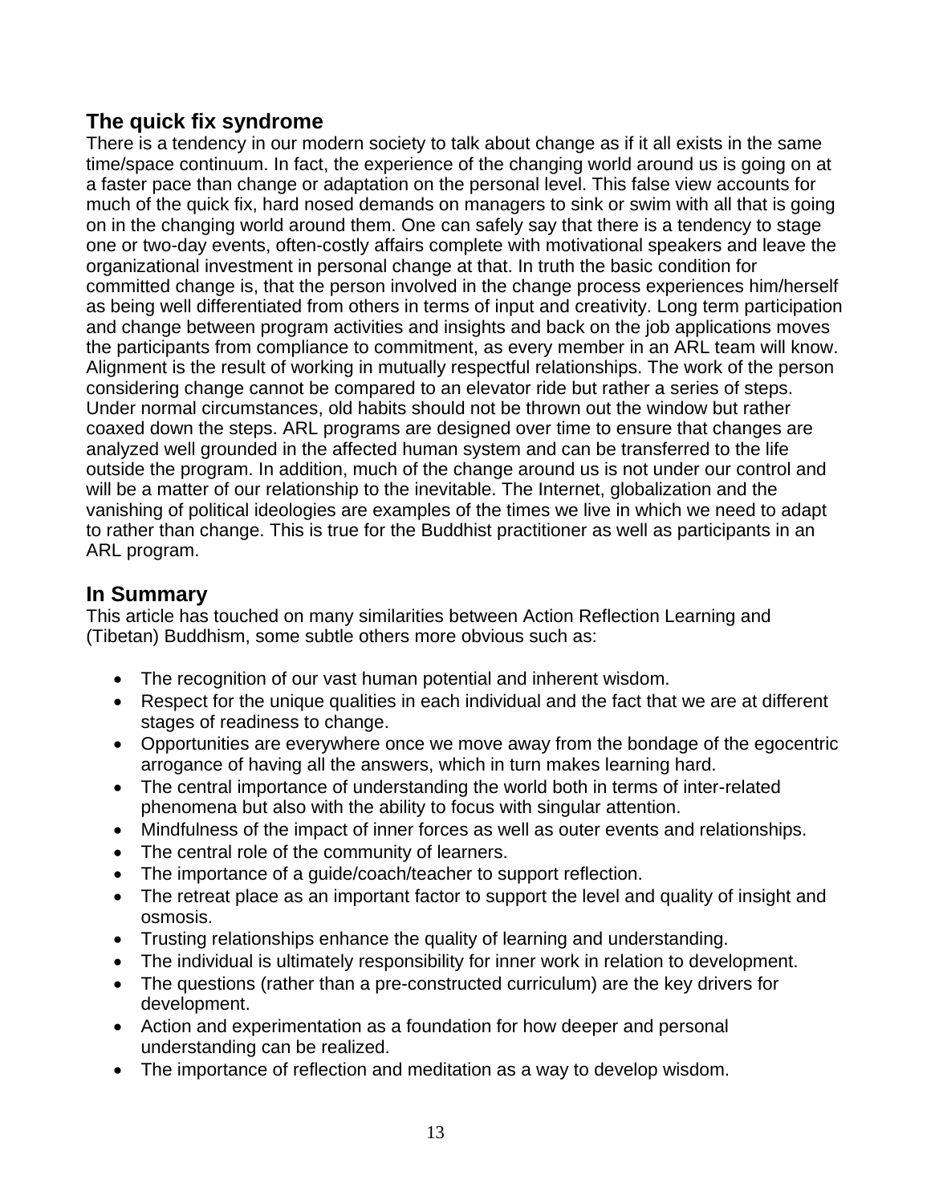## The quick fix syndrome

There is a tendency in our modern society to talk about change as if it all exists in the same time/space continuum. In fact, the experience of the changing world around us is going on at a faster pace than change or adaptation on the personal level. This false view accounts for much of the quick fix, hard nosed demands on managers to sink or swim with all that is going on in the changing world around them. One can safely say that there is a tendency to stage one or two-day events, often-costly affairs complete with motivational speakers and leave the organizational investment in personal change at that. In truth the basic condition for committed change is, that the person involved in the change process experiences him/herself as being well differentiated from others in terms of input and creativity. Long term participation and change between program activities and insights and back on the job applications moves the participants from compliance to commitment, as every member in an ARL team will know. Alignment is the result of working in mutually respectful relationships. The work of the person considering change cannot be compared to an elevator ride but rather a series of steps. Under normal circumstances, old habits should not be thrown out the window but rather coaxed down the steps. ARL programs are designed over time to ensure that changes are analyzed well grounded in the affected human system and can be transferred to the life outside the program. In addition, much of the change around us is not under our control and will be a matter of our relationship to the inevitable. The Internet, globalization and the vanishing of political ideologies are examples of the times we live in which we need to adapt to rather than change. This is true for the Buddhist practitioner as well as participants in an ARL program.

## In Summary

This article has touched on many similarities between Action Reflection Learning and (Tibetan) Buddhism, some subtle others more obvious such as:

- The recognition of our vast human potential and inherent wisdom.
- Respect for the unique qualities in each individual and the fact that we are at different stages of readiness to change.
- Opportunities are everywhere once we move away from the bondage of the egocentric arrogance of having all the answers, which in turn makes learning hard.
- The central importance of understanding the world both in terms of inter-related phenomena but also with the ability to focus with singular attention.
- Mindfulness of the impact of inner forces as well as outer events and relationships.
- The central role of the community of learners.
- The importance of a guide/coach/teacher to support reflection.
- The retreat place as an important factor to support the level and quality of insight and osmosis.
- Trusting relationships enhance the quality of learning and understanding.
- The individual is ultimately responsibility for inner work in relation to development.
- The questions (rather than a pre-constructed curriculum) are the key drivers for development.
- Action and experimentation as a foundation for how deeper and personal understanding can be realized.
- The importance of reflection and meditation as a way to develop wisdom.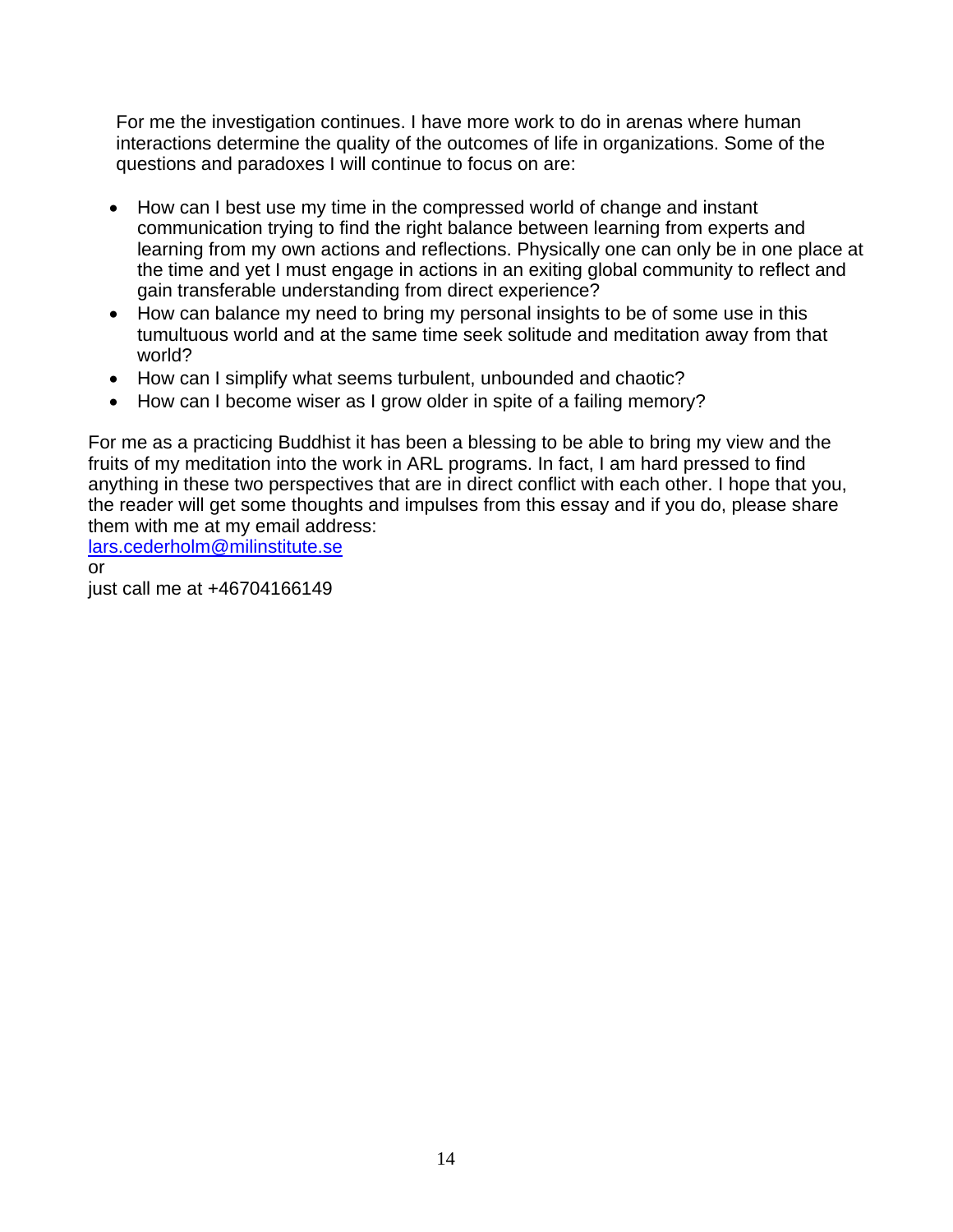For me the investigation continues. I have more work to do in arenas where human interactions determine the quality of the outcomes of life in organizations. Some of the questions and paradoxes I will continue to focus on are:

- How can I best use my time in the compressed world of change and instant communication trying to find the right balance between learning from experts and learning from my own actions and reflections. Physically one can only be in one place at the time and yet I must engage in actions in an exiting global community to reflect and gain transferable understanding from direct experience?
- How can balance my need to bring my personal insights to be of some use in this tumultuous world and at the same time seek solitude and meditation away from that world?
- How can I simplify what seems turbulent, unbounded and chaotic?
- How can I become wiser as I grow older in spite of a failing memory?

For me as a practicing Buddhist it has been a blessing to be able to bring my view and the fruits of my meditation into the work in ARL programs. In fact, I am hard pressed to find anything in these two perspectives that are in direct conflict with each other. I hope that you, the reader will get some thoughts and impulses from this essay and if you do, please share them with me at my email address:
lars.cederholm@milinstitute.se
or
just call me at +46704166149